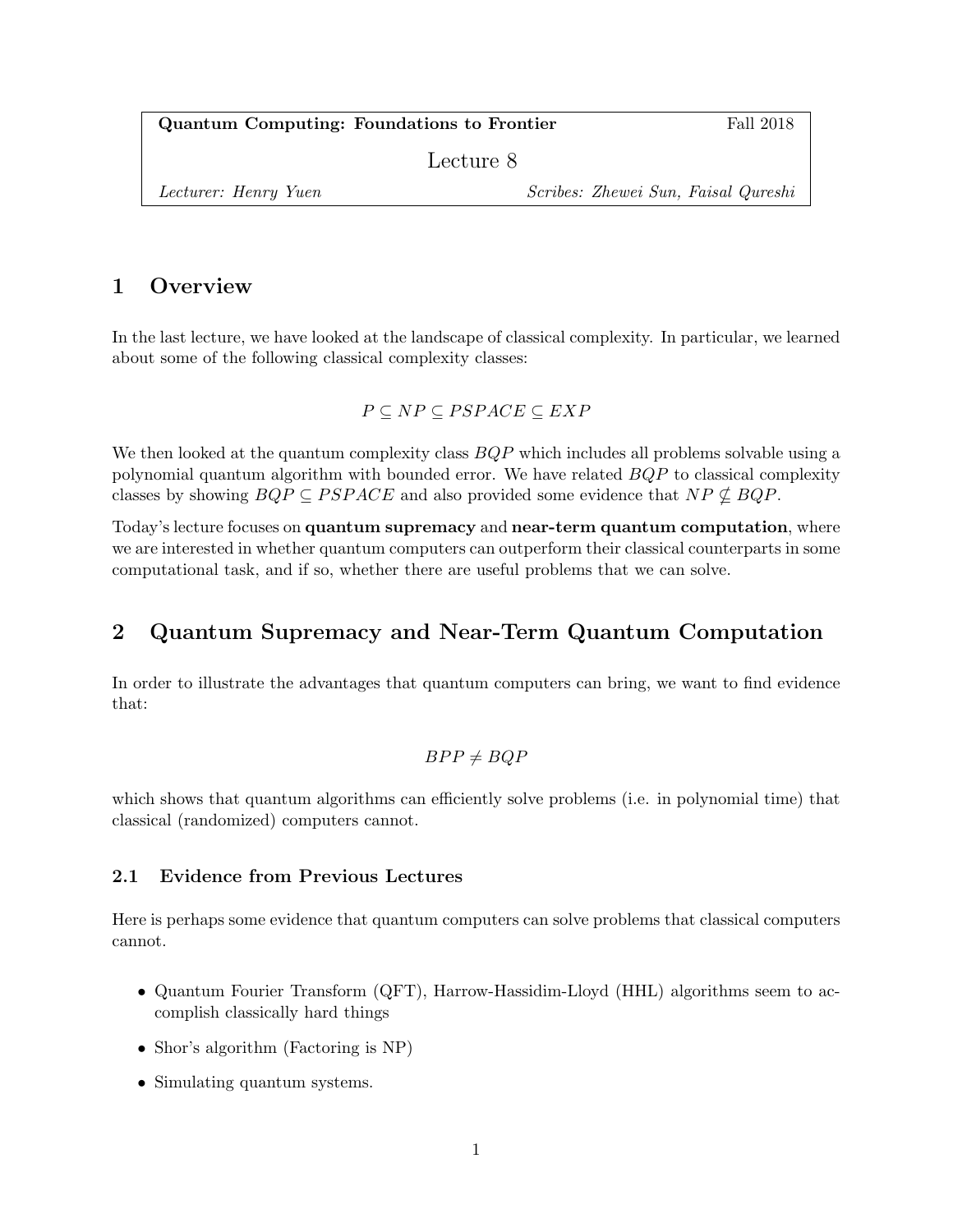**Quantum Computing: Foundations to Frontier** Fall 2018

Lecture 8

*Lecturer: Henry Yuen* *Scribes: Zhewei Sun, Faisal Qureshi*

# 1 Overview

In the last lecture, we have looked at the landscape of classical complexity. In particular, we learned about some of the following classical complexity classes:

$$P \subseteq NP \subseteq PSPACE \subseteq EXP$$

We then looked at the quantum complexity class $BQP$ which includes all problems solvable using a polynomial quantum algorithm with bounded error. We have related $BQP$ to classical complexity classes by showing $BQP \subseteq PSPACE$ and also provided some evidence that $NP \nsubseteq BQP$.

Today's lecture focuses on **quantum supremacy** and **near-term quantum computation**, where we are interested in whether quantum computers can outperform their classical counterparts in some computational task, and if so, whether there are useful problems that we can solve.

# 2 Quantum Supremacy and Near-Term Quantum Computation

In order to illustrate the advantages that quantum computers can bring, we want to find evidence that:

$$BPP \neq BQP$$

which shows that quantum algorithms can efficiently solve problems (i.e. in polynomial time) that classical (randomized) computers cannot.

## 2.1 Evidence from Previous Lectures

Here is perhaps some evidence that quantum computers can solve problems that classical computers cannot.

- Quantum Fourier Transform (QFT), Harrow-Hassidim-Lloyd (HHL) algorithms seem to accomplish classically hard things
- Shor's algorithm (Factoring is NP)
- Simulating quantum systems.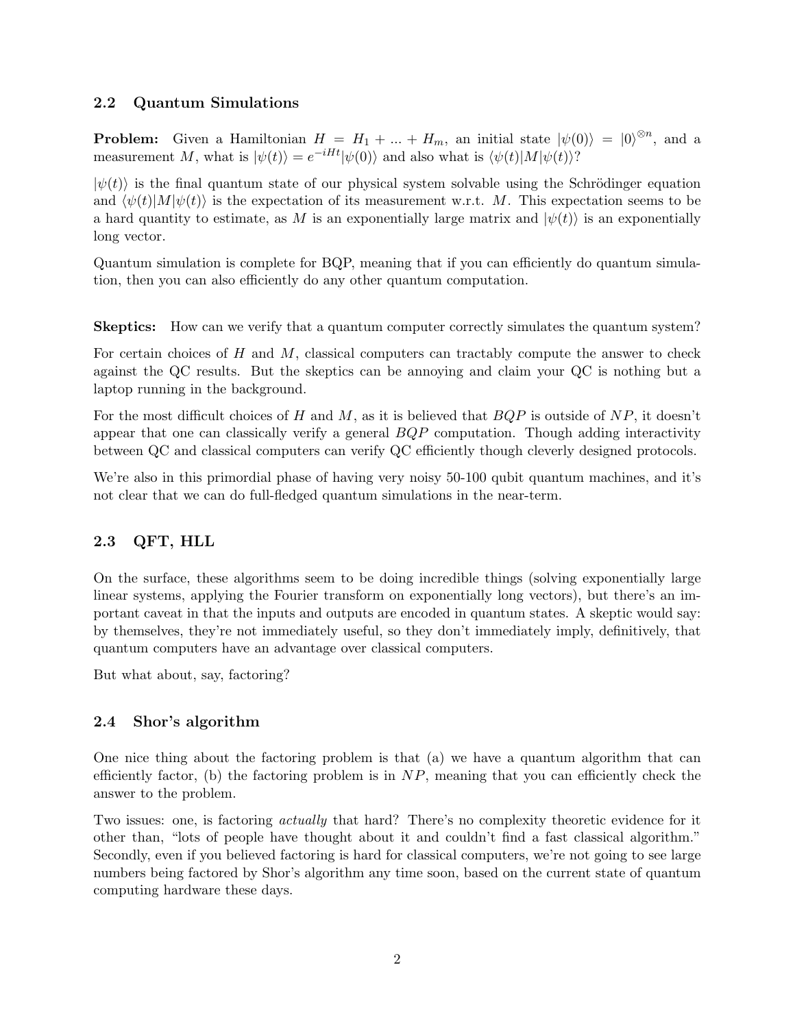## 2.2 Quantum Simulations

**Problem:** Given a Hamiltonian $H = H_1 + ... + H_m$, an initial state $|\psi(0)\rangle = |0\rangle^{\otimes n}$, and a measurement $M$, what is $|\psi(t)\rangle = e^{-iHt}|\psi(0)\rangle$ and also what is $\langle\psi(t)|M|\psi(t)\rangle$?

$|\psi(t)\rangle$ is the final quantum state of our physical system solvable using the Schrödinger equation and $\langle\psi(t)|M|\psi(t)\rangle$ is the expectation of its measurement w.r.t. $M$. This expectation seems to be a hard quantity to estimate, as $M$ is an exponentially large matrix and $|\psi(t)\rangle$ is an exponentially long vector.

Quantum simulation is complete for BQP, meaning that if you can efficiently do quantum simulation, then you can also efficiently do any other quantum computation.

**Skeptics:** How can we verify that a quantum computer correctly simulates the quantum system?

For certain choices of $H$ and $M$, classical computers can tractably compute the answer to check against the QC results. But the skeptics can be annoying and claim your QC is nothing but a laptop running in the background.

For the most difficult choices of $H$ and $M$, as it is believed that $BQP$ is outside of $NP$, it doesn't appear that one can classically verify a general $BQP$ computation. Though adding interactivity between QC and classical computers can verify QC efficiently though cleverly designed protocols.

We're also in this primordial phase of having very noisy 50-100 qubit quantum machines, and it's not clear that we can do full-fledged quantum simulations in the near-term.

## 2.3 QFT, HLL

On the surface, these algorithms seem to be doing incredible things (solving exponentially large linear systems, applying the Fourier transform on exponentially long vectors), but there's an important caveat in that the inputs and outputs are encoded in quantum states. A skeptic would say: by themselves, they're not immediately useful, so they don't immediately imply, definitively, that quantum computers have an advantage over classical computers.

But what about, say, factoring?

## 2.4 Shor's algorithm

One nice thing about the factoring problem is that (a) we have a quantum algorithm that can efficiently factor, (b) the factoring problem is in $NP$, meaning that you can efficiently check the answer to the problem.

Two issues: one, is factoring *actually* that hard? There's no complexity theoretic evidence for it other than, "lots of people have thought about it and couldn't find a fast classical algorithm." Secondly, even if you believed factoring is hard for classical computers, we're not going to see large numbers being factored by Shor's algorithm any time soon, based on the current state of quantum computing hardware these days.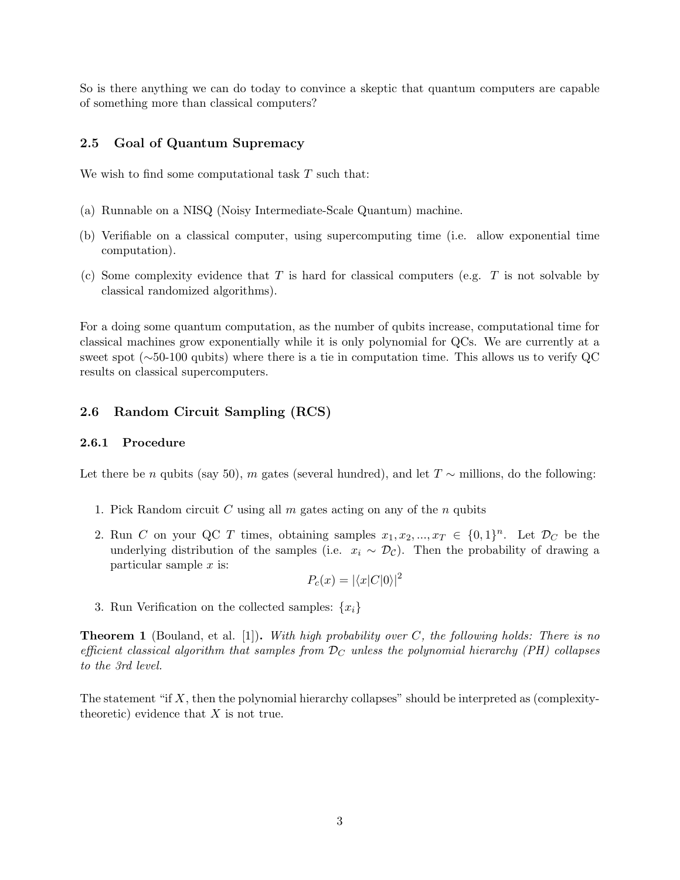So is there anything we can do today to convince a skeptic that quantum computers are capable of something more than classical computers?

### 2.5 Goal of Quantum Supremacy

We wish to find some computational task $T$ such that:

(a) Runnable on a NISQ (Noisy Intermediate-Scale Quantum) machine.

(b) Verifiable on a classical computer, using supercomputing time (i.e. allow exponential time computation).

(c) Some complexity evidence that $T$ is hard for classical computers (e.g. $T$ is not solvable by classical randomized algorithms).

For a doing some quantum computation, as the number of qubits increase, computational time for classical machines grow exponentially while it is only polynomial for QCs. We are currently at a sweet spot ($\sim$50-100 qubits) where there is a tie in computation time. This allows us to verify QC results on classical supercomputers.

### 2.6 Random Circuit Sampling (RCS)

#### 2.6.1 Procedure

Let there be $n$ qubits (say 50), $m$ gates (several hundred), and let $T \sim$ millions, do the following:

1. Pick Random circuit $C$ using all $m$ gates acting on any of the $n$ qubits
2. Run $C$ on your QC $T$ times, obtaining samples $x_1, x_2, ..., x_T \in \{0,1\}^n$. Let $\mathcal{D}_C$ be the underlying distribution of the samples (i.e. $x_i \sim \mathcal{D}_{\mathcal{C}}$). Then the probability of drawing a particular sample $x$ is:
$$P_c(x) = |\langle x|C|0\rangle|^2$$
3. Run Verification on the collected samples: $\{x_i\}$

**Theorem 1** (Bouland, et al. [1]). *With high probability over $C$, the following holds: There is no efficient classical algorithm that samples from $\mathcal{D}_C$ unless the polynomial hierarchy (PH) collapses to the 3rd level.*

The statement "if $X$, then the polynomial hierarchy collapses" should be interpreted as (complexity-theoretic) evidence that $X$ is not true.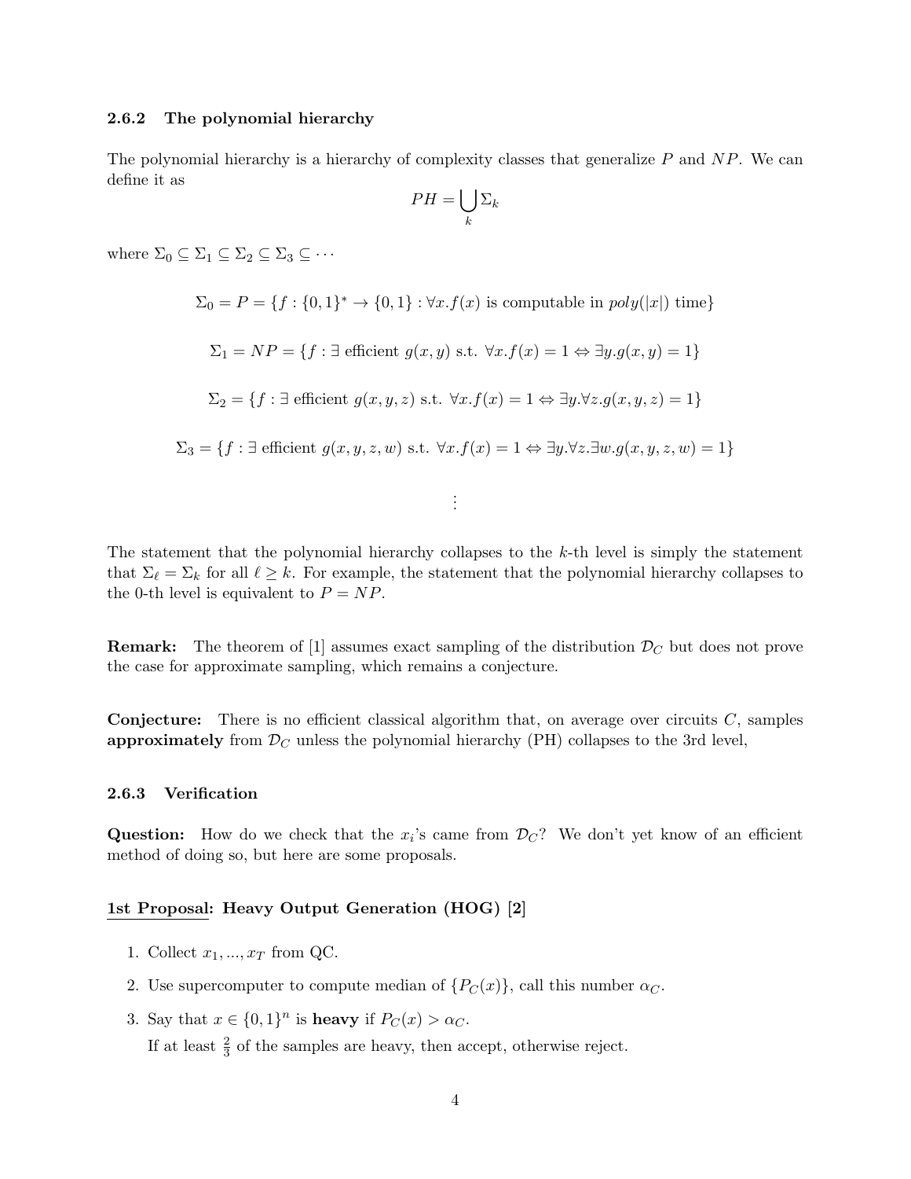### 2.6.2 The polynomial hierarchy

The polynomial hierarchy is a hierarchy of complexity classes that generalize $P$ and $NP$. We can define it as

$$PH = \bigcup_k \Sigma_k$$

where $\Sigma_0 \subseteq \Sigma_1 \subseteq \Sigma_2 \subseteq \Sigma_3 \subseteq \cdots$

$$\Sigma_0 = P = \{f : \{0,1\}^* \to \{0,1\} : \forall x. f(x) \text{ is computable in } poly(|x|) \text{ time}\}$$

$$\Sigma_1 = NP = \{f : \exists \text{ efficient } g(x,y) \text{ s.t. } \forall x. f(x) = 1 \Leftrightarrow \exists y. g(x,y) = 1\}$$

$$\Sigma_2 = \{f : \exists \text{ efficient } g(x,y,z) \text{ s.t. } \forall x. f(x) = 1 \Leftrightarrow \exists y. \forall z. g(x,y,z) = 1\}$$

$$\Sigma_3 = \{f : \exists \text{ efficient } g(x,y,z,w) \text{ s.t. } \forall x. f(x) = 1 \Leftrightarrow \exists y. \forall z. \exists w. g(x,y,z,w) = 1\}$$

$$\vdots$$

The statement that the polynomial hierarchy collapses to the $k$-th level is simply the statement that $\Sigma_\ell = \Sigma_k$ for all $\ell \geq k$. For example, the statement that the polynomial hierarchy collapses to the 0-th level is equivalent to $P = NP$.

**Remark:** The theorem of [1] assumes exact sampling of the distribution $\mathcal{D}_C$ but does not prove the case for approximate sampling, which remains a conjecture.

**Conjecture:** There is no efficient classical algorithm that, on average over circuits $C$, samples **approximately** from $\mathcal{D}_C$ unless the polynomial hierarchy (PH) collapses to the 3rd level,

### 2.6.3 Verification

**Question:** How do we check that the $x_i$'s came from $\mathcal{D}_C$? We don't yet know of an efficient method of doing so, but here are some proposals.

**1st Proposal: Heavy Output Generation (HOG) [2]**

1. Collect $x_1, ..., x_T$ from QC.
2. Use supercomputer to compute median of $\{P_C(x)\}$, call this number $\alpha_C$.
3. Say that $x \in \{0,1\}^n$ is **heavy** if $P_C(x) > \alpha_C$.
   If at least $\frac{2}{3}$ of the samples are heavy, then accept, otherwise reject.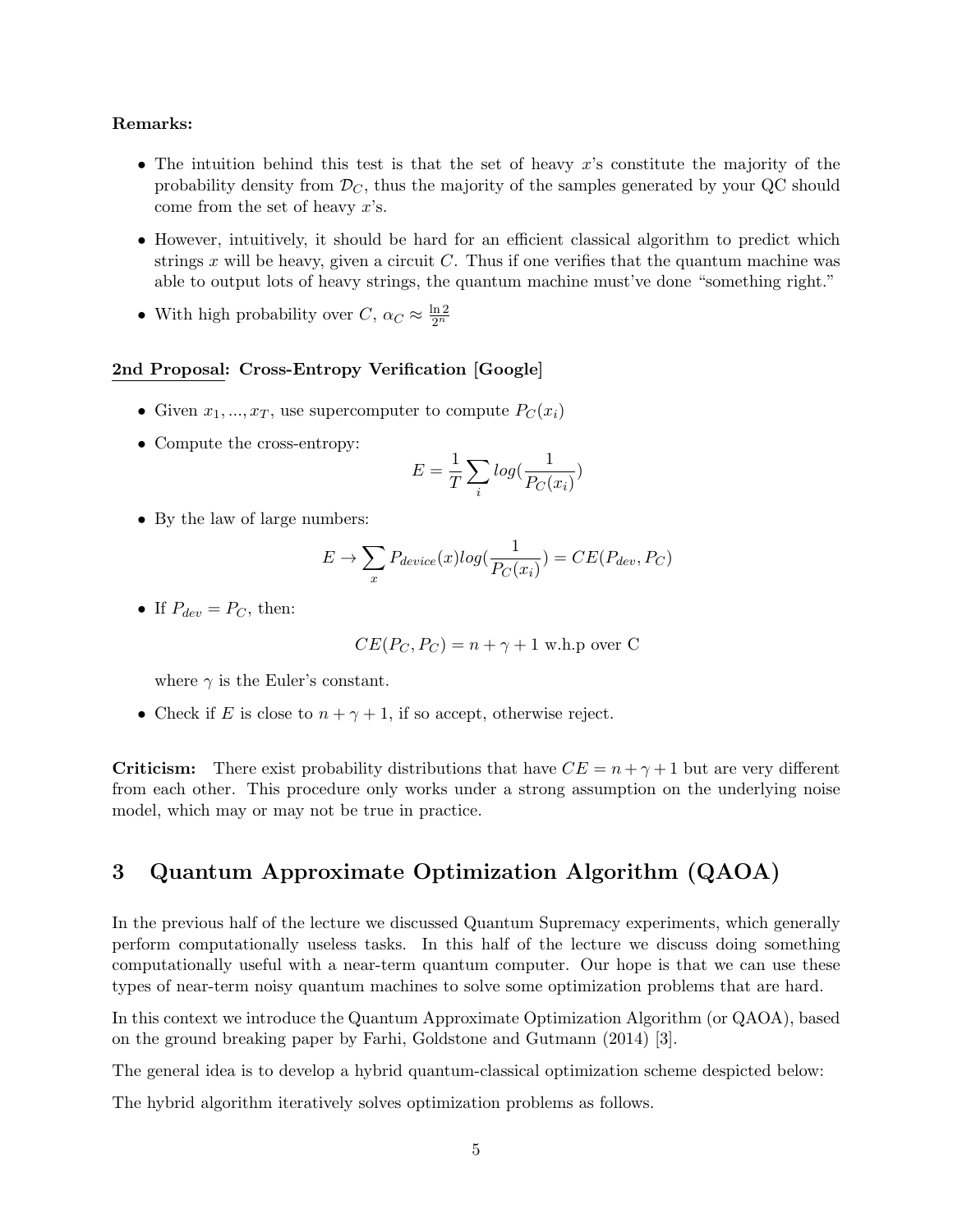**Remarks:**

- The intuition behind this test is that the set of heavy $x$'s constitute the majority of the probability density from $\mathcal{D}_C$, thus the majority of the samples generated by your QC should come from the set of heavy $x$'s.
- However, intuitively, it should be hard for an efficient classical algorithm to predict which strings $x$ will be heavy, given a circuit $C$. Thus if one verifies that the quantum machine was able to output lots of heavy strings, the quantum machine must've done "something right."
- With high probability over $C$, $\alpha_C \approx \frac{\ln 2}{2^n}$

<u>2nd Proposal</u>: **Cross-Entropy Verification [Google]**

- Given $x_1, ..., x_T$, use supercomputer to compute $P_C(x_i)$
- Compute the cross-entropy:

$$E = \frac{1}{T}\sum_i log(\frac{1}{P_C(x_i)})$$

- By the law of large numbers:

$$E \rightarrow \sum_x P_{device}(x) log(\frac{1}{P_C(x_i)}) = CE(P_{dev}, P_C)$$

- If $P_{dev} = P_C$, then:

$$CE(P_C, P_C) = n + \gamma + 1 \text{ w.h.p over C}$$

  where $\gamma$ is the Euler's constant.
- Check if $E$ is close to $n + \gamma + 1$, if so accept, otherwise reject.

**Criticism:** There exist probability distributions that have $CE = n + \gamma + 1$ but are very different from each other. This procedure only works under a strong assumption on the underlying noise model, which may or may not be true in practice.

# 3 Quantum Approximate Optimization Algorithm (QAOA)

In the previous half of the lecture we discussed Quantum Supremacy experiments, which generally perform computationally useless tasks. In this half of the lecture we discuss doing something computationally useful with a near-term quantum computer. Our hope is that we can use these types of near-term noisy quantum machines to solve some optimization problems that are hard.

In this context we introduce the Quantum Approximate Optimization Algorithm (or QAOA), based on the ground breaking paper by Farhi, Goldstone and Gutmann (2014) [3].

The general idea is to develop a hybrid quantum-classical optimization scheme despicted below:

The hybrid algorithm iteratively solves optimization problems as follows.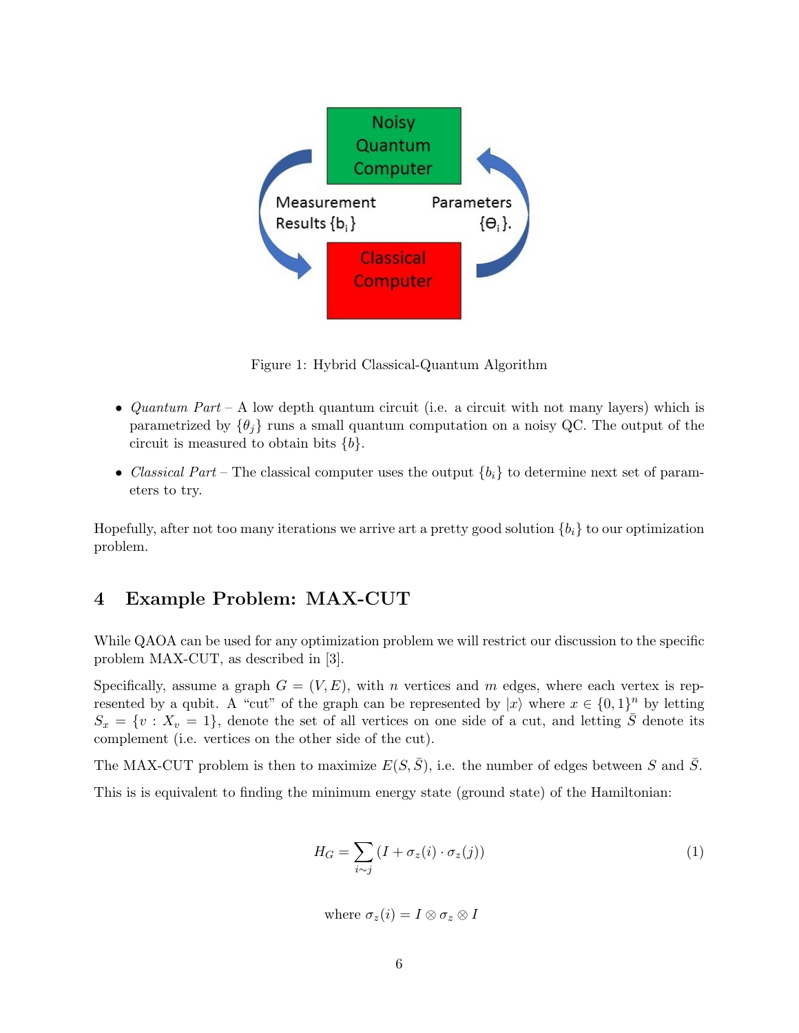Figure 1: Hybrid Classical-Quantum Algorithm

- *Quantum Part* – A low depth quantum circuit (i.e. a circuit with not many layers) which is parametrized by $\{\theta_j\}$ runs a small quantum computation on a noisy QC. The output of the circuit is measured to obtain bits $\{b\}$.
- *Classical Part* – The classical computer uses the output $\{b_i\}$ to determine next set of parameters to try.

Hopefully, after not too many iterations we arrive art a pretty good solution $\{b_i\}$ to our optimization problem.

## 4 Example Problem: MAX-CUT

While QAOA can be used for any optimization problem we will restrict our discussion to the specific problem MAX-CUT, as described in [3].

Specifically, assume a graph $G = (V, E)$, with $n$ vertices and $m$ edges, where each vertex is represented by a qubit. A "cut" of the graph can be represented by $|x\rangle$ where $x \in \{0,1\}^n$ by letting $S_x = \{v : X_v = 1\}$, denote the set of all vertices on one side of a cut, and letting $\bar{S}$ denote its complement (i.e. vertices on the other side of the cut).

The MAX-CUT problem is then to maximize $E(S, \bar{S})$, i.e. the number of edges between $S$ and $\bar{S}$.

This is is equivalent to finding the minimum energy state (ground state) of the Hamiltonian:

$$H_G = \sum_{i \sim j} (I + \sigma_z(i) \cdot \sigma_z(j)) \tag{1}$$

where $\sigma_z(i) = I \otimes \sigma_z \otimes I$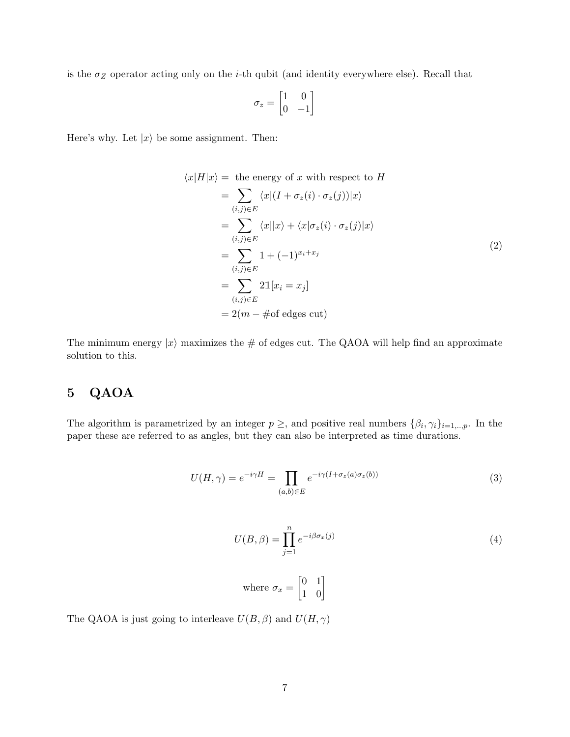is the $\sigma_Z$ operator acting only on the $i$-th qubit (and identity everywhere else). Recall that

$$\sigma_z = \begin{bmatrix} 1 & 0 \\ 0 & -1 \end{bmatrix}$$

Here's why. Let $|x\rangle$ be some assignment. Then:

$$\begin{aligned}
\langle x|H|x\rangle &= \text{ the energy of } x \text{ with respect to } H \\
&= \sum_{(i,j)\in E} \langle x|(I + \sigma_z(i)\cdot\sigma_z(j))|x\rangle \\
&= \sum_{(i,j)\in E} \langle x||x\rangle + \langle x|\sigma_z(i)\cdot\sigma_z(j)|x\rangle \\
&= \sum_{(i,j)\in E} 1 + (-1)^{x_i+x_j} \\
&= \sum_{(i,j)\in E} 2\mathbb{1}[x_i = x_j] \\
&= 2(m - \#\text{of edges cut})
\end{aligned} \tag{2}$$

The minimum energy $|x\rangle$ maximizes the # of edges cut. The QAOA will help find an approximate solution to this.

## 5 QAOA

The algorithm is parametrized by an integer $p \geq$, and positive real numbers $\{\beta_i, \gamma_i\}_{i=1,..,p}$. In the paper these are referred to as angles, but they can also be interpreted as time durations.

$$U(H,\gamma) = e^{-i\gamma H} = \prod_{(a,b)\in E} e^{-i\gamma(I+\sigma_z(a)\sigma_z(b))} \tag{3}$$

$$U(B,\beta) = \prod_{j=1}^{n} e^{-i\beta\sigma_x(j)} \tag{4}$$

$$\text{where } \sigma_x = \begin{bmatrix} 0 & 1 \\ 1 & 0 \end{bmatrix}$$

The QAOA is just going to interleave $U(B,\beta)$ and $U(H,\gamma)$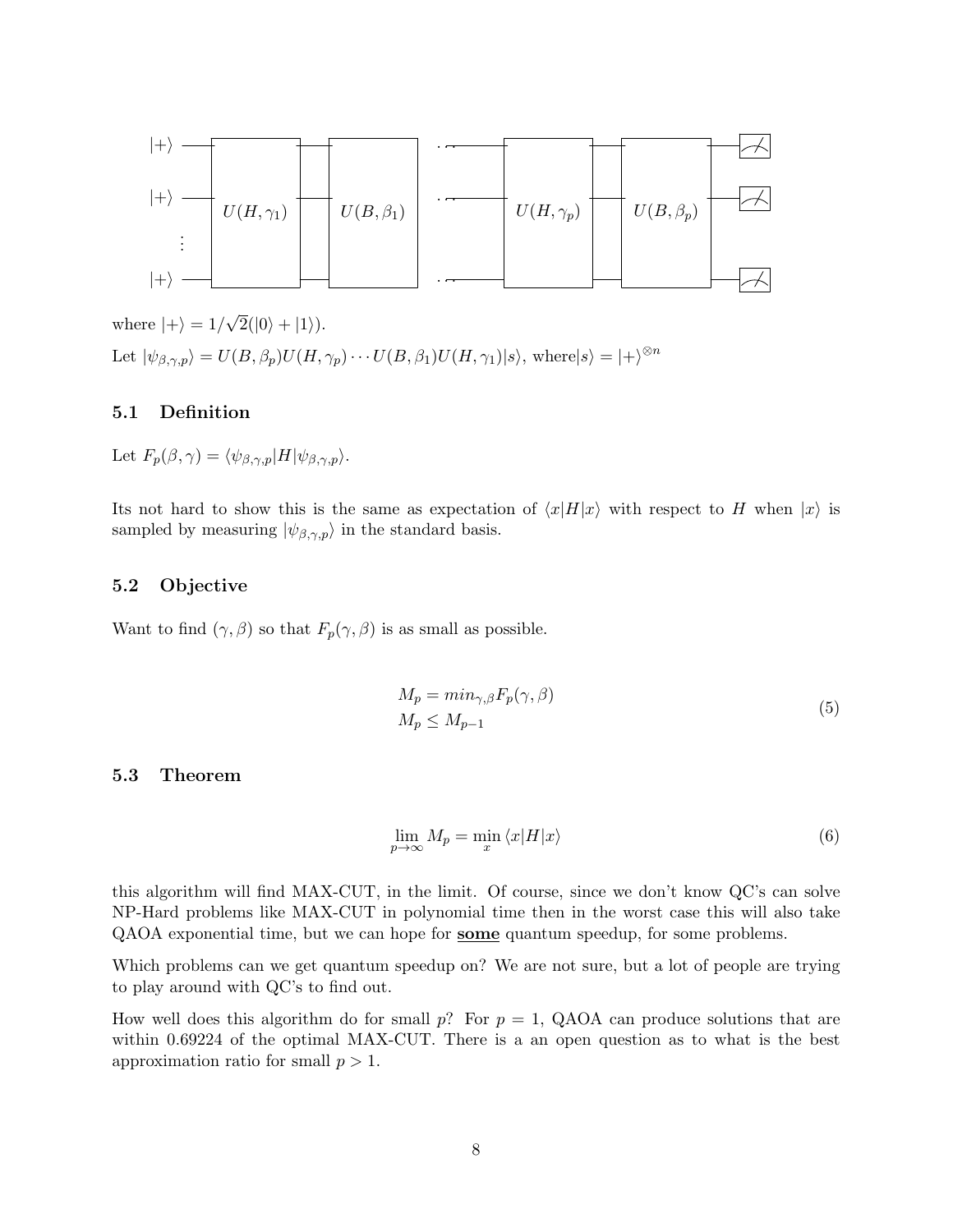where $|+\rangle = 1/\sqrt{2}(|0\rangle + |1\rangle)$.

Let $|\psi_{\beta,\gamma,p}\rangle = U(B,\beta_p)U(H,\gamma_p)\cdots U(B,\beta_1)U(H,\gamma_1)|s\rangle$, where$|s\rangle = |+\rangle^{\otimes n}$

### 5.1 Definition

Let $F_p(\beta,\gamma) = \langle\psi_{\beta,\gamma,p}|H|\psi_{\beta,\gamma,p}\rangle$.

Its not hard to show this is the same as expectation of $\langle x|H|x\rangle$ with respect to $H$ when $|x\rangle$ is sampled by measuring $|\psi_{\beta,\gamma,p}\rangle$ in the standard basis.

### 5.2 Objective

Want to find $(\gamma,\beta)$ so that $F_p(\gamma,\beta)$ is as small as possible.

$$
\begin{aligned}
&M_p = min_{\gamma,\beta} F_p(\gamma,\beta) \\
&M_p \leq M_{p-1}
\end{aligned} \tag{5}
$$

### 5.3 Theorem

$$
\lim_{p\to\infty} M_p = \min_x \langle x|H|x\rangle \tag{6}
$$

this algorithm will find MAX-CUT, in the limit. Of course, since we don't know QC's can solve NP-Hard problems like MAX-CUT in polynomial time then in the worst case this will also take QAOA exponential time, but we can hope for **some** quantum speedup, for some problems.

Which problems can we get quantum speedup on? We are not sure, but a lot of people are trying to play around with QC's to find out.

How well does this algorithm do for small $p$? For $p = 1$, QAOA can produce solutions that are within 0.69224 of the optimal MAX-CUT. There is a an open question as to what is the best approximation ratio for small $p > 1$.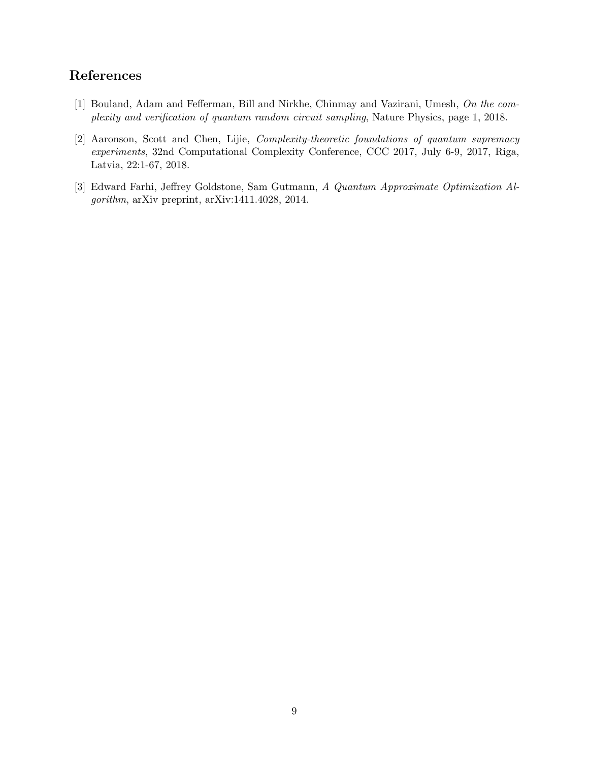## References

[1] Bouland, Adam and Fefferman, Bill and Nirkhe, Chinmay and Vazirani, Umesh, *On the complexity and verification of quantum random circuit sampling*, Nature Physics, page 1, 2018.

[2] Aaronson, Scott and Chen, Lijie, *Complexity-theoretic foundations of quantum supremacy experiments*, 32nd Computational Complexity Conference, CCC 2017, July 6-9, 2017, Riga, Latvia, 22:1-67, 2018.

[3] Edward Farhi, Jeffrey Goldstone, Sam Gutmann, *A Quantum Approximate Optimization Algorithm*, arXiv preprint, arXiv:1411.4028, 2014.